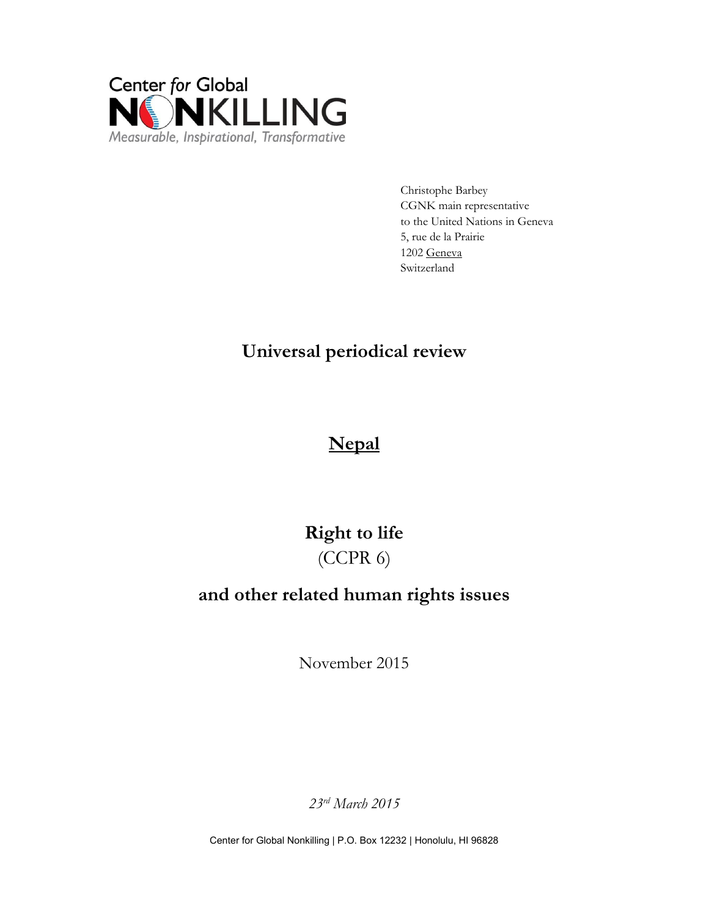Center *for* Global
NONKILLING
*Measurable, Inspirational, Transformative*

Christophe Barbey
CGNK main representative
to the United Nations in Geneva
5, rue de la Prairie
1202 Geneva
Switzerland

# Universal periodical review

# Nepal

# Right to life
(CCPR 6)

# and other related human rights issues

November 2015

*23rd March 2015*

Center for Global Nonkilling | P.O. Box 12232 | Honolulu, HI 96828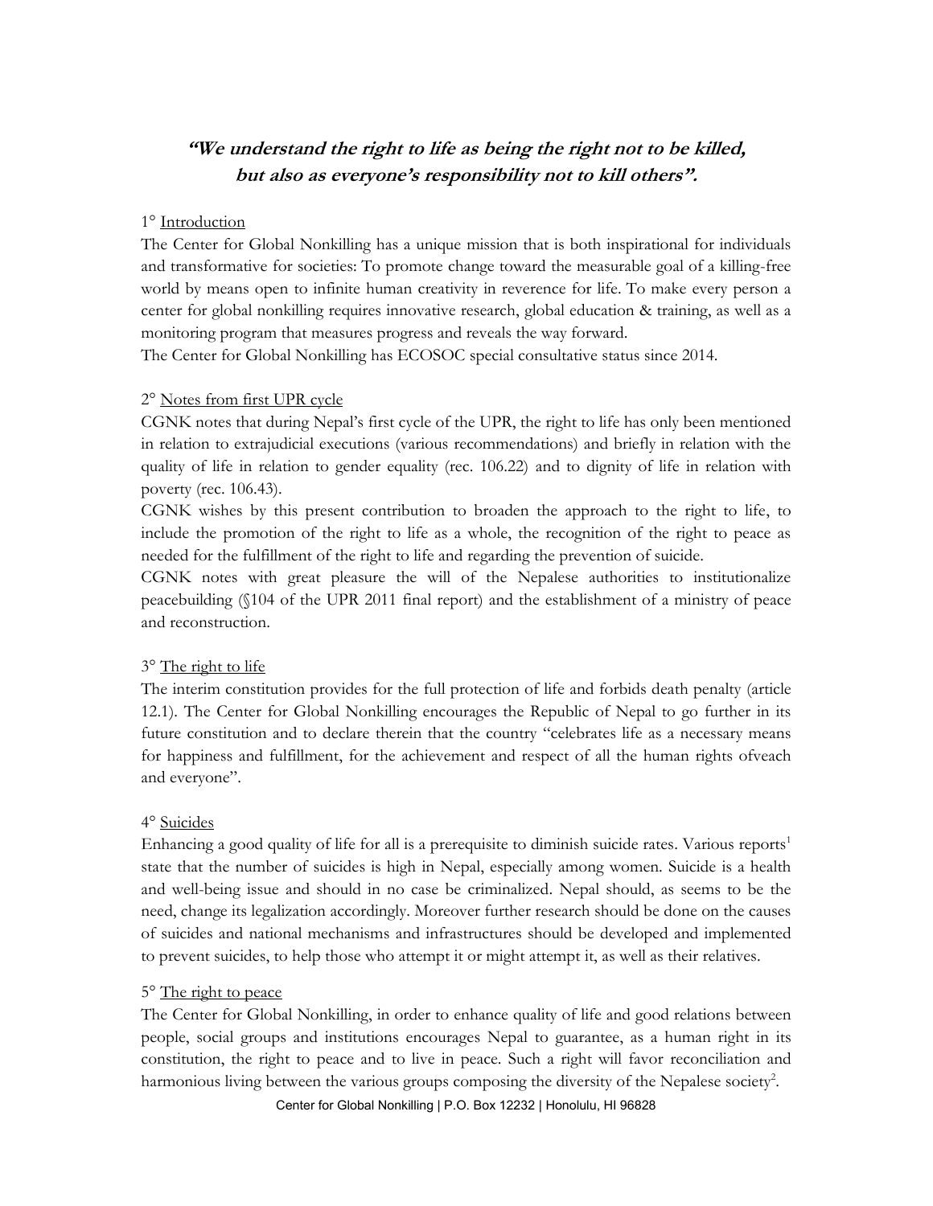***"We understand the right to life as being the right not to be killed, but also as everyone's responsibility not to kill others".***

1° Introduction

The Center for Global Nonkilling has a unique mission that is both inspirational for individuals and transformative for societies: To promote change toward the measurable goal of a killing-free world by means open to infinite human creativity in reverence for life. To make every person a center for global nonkilling requires innovative research, global education & training, as well as a monitoring program that measures progress and reveals the way forward.

The Center for Global Nonkilling has ECOSOC special consultative status since 2014.

2° Notes from first UPR cycle

CGNK notes that during Nepal's first cycle of the UPR, the right to life has only been mentioned in relation to extrajudicial executions (various recommendations) and briefly in relation with the quality of life in relation to gender equality (rec. 106.22) and to dignity of life in relation with poverty (rec. 106.43).

CGNK wishes by this present contribution to broaden the approach to the right to life, to include the promotion of the right to life as a whole, the recognition of the right to peace as needed for the fulfillment of the right to life and regarding the prevention of suicide.

CGNK notes with great pleasure the will of the Nepalese authorities to institutionalize peacebuilding (§104 of the UPR 2011 final report) and the establishment of a ministry of peace and reconstruction.

3° The right to life

The interim constitution provides for the full protection of life and forbids death penalty (article 12.1). The Center for Global Nonkilling encourages the Republic of Nepal to go further in its future constitution and to declare therein that the country "celebrates life as a necessary means for happiness and fulfillment, for the achievement and respect of all the human rights ofveach and everyone".

4° Suicides

Enhancing a good quality of life for all is a prerequisite to diminish suicide rates. Various reports[1] state that the number of suicides is high in Nepal, especially among women. Suicide is a health and well-being issue and should in no case be criminalized. Nepal should, as seems to be the need, change its legalization accordingly. Moreover further research should be done on the causes of suicides and national mechanisms and infrastructures should be developed and implemented to prevent suicides, to help those who attempt it or might attempt it, as well as their relatives.

5° The right to peace

The Center for Global Nonkilling, in order to enhance quality of life and good relations between people, social groups and institutions encourages Nepal to guarantee, as a human right in its constitution, the right to peace and to live in peace. Such a right will favor reconciliation and harmonious living between the various groups composing the diversity of the Nepalese society[2].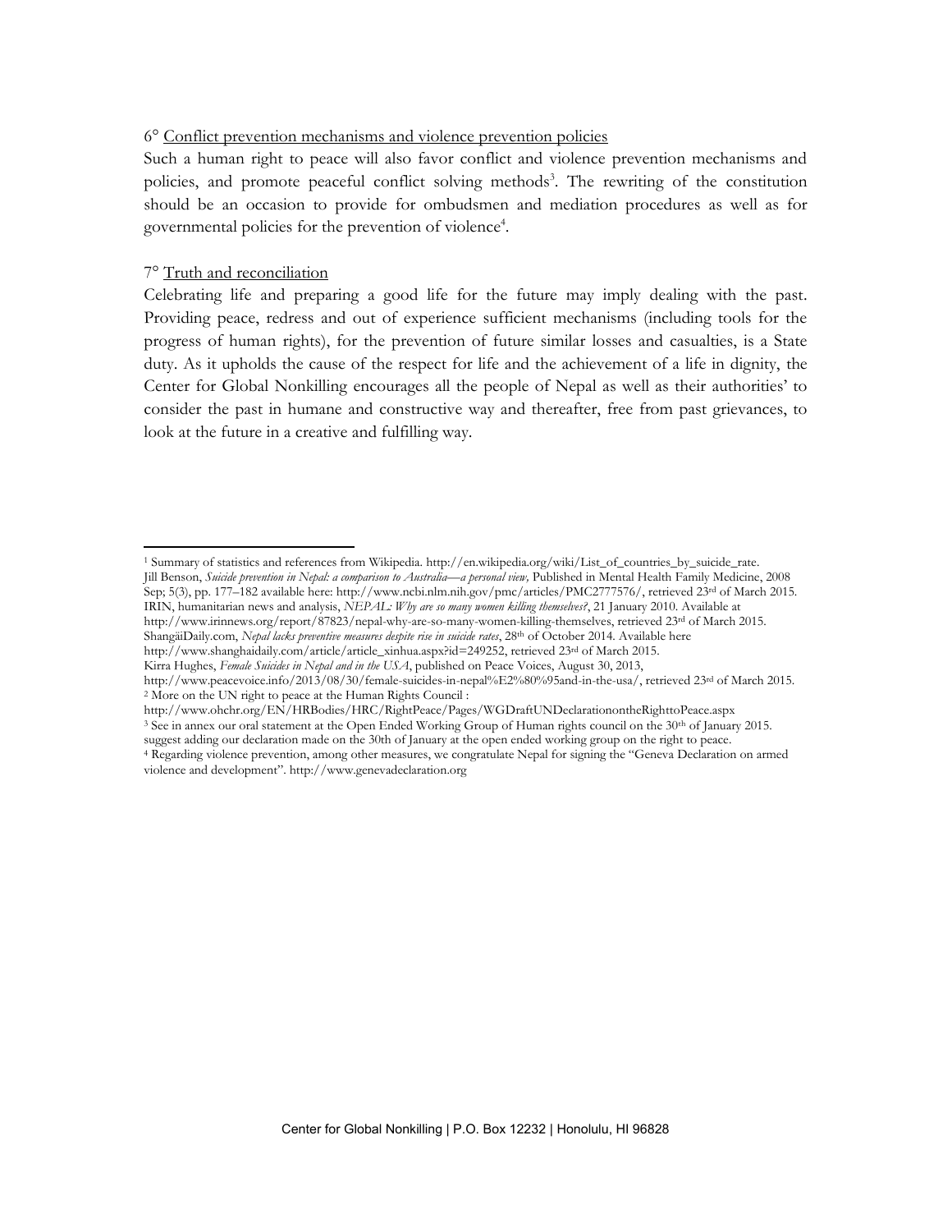6° Underlined: Conflict prevention mechanisms and violence prevention policies

Such a human right to peace will also favor conflict and violence prevention mechanisms and policies, and promote peaceful conflict solving methods[3]. The rewriting of the constitution should be an occasion to provide for ombudsmen and mediation procedures as well as for governmental policies for the prevention of violence[4].

7° Truth and reconciliation

Celebrating life and preparing a good life for the future may imply dealing with the past. Providing peace, redress and out of experience sufficient mechanisms (including tools for the progress of human rights), for the prevention of future similar losses and casualties, is a State duty. As it upholds the cause of the respect for life and the achievement of a life in dignity, the Center for Global Nonkilling encourages all the people of Nepal as well as their authorities' to consider the past in humane and constructive way and thereafter, free from past grievances, to look at the future in a creative and fulfilling way.

---

[1] Summary of statistics and references from Wikipedia. http://en.wikipedia.org/wiki/List_of_countries_by_suicide_rate.
Jill Benson, *Suicide prevention in Nepal: a comparison to Australia—a personal view,* Published in Mental Health Family Medicine, 2008 Sep; 5(3), pp. 177–182 available here: http://www.ncbi.nlm.nih.gov/pmc/articles/PMC2777576/, retrieved 23rd of March 2015.
IRIN, humanitarian news and analysis, *NEPAL: Why are so many women killing themselves?*, 21 January 2010. Available at http://www.irinnews.org/report/87823/nepal-why-are-so-many-women-killing-themselves, retrieved 23rd of March 2015.
ShangäiDaily.com, *Nepal lacks preventive measures despite rise in suicide rates*, 28th of October 2014. Available here http://www.shanghaidaily.com/article/article_xinhua.aspx?id=249252, retrieved 23rd of March 2015.
Kirra Hughes, *Female Suicides in Nepal and in the USA*, published on Peace Voices, August 30, 2013, http://www.peacevoice.info/2013/08/30/female-suicides-in-nepal%E2%80%95and-in-the-usa/, retrieved 23rd of March 2015.

[2] More on the UN right to peace at the Human Rights Council : http://www.ohchr.org/EN/HRBodies/HRC/RightPeace/Pages/WGDraftUNDeclarationontheRighttoPeace.aspx

[3] See in annex our oral statement at the Open Ended Working Group of Human rights council on the 30th of January 2015. suggest adding our declaration made on the 30th of January at the open ended working group on the right to peace.

[4] Regarding violence prevention, among other measures, we congratulate Nepal for signing the "Geneva Declaration on armed violence and development". http://www.genevadeclaration.org